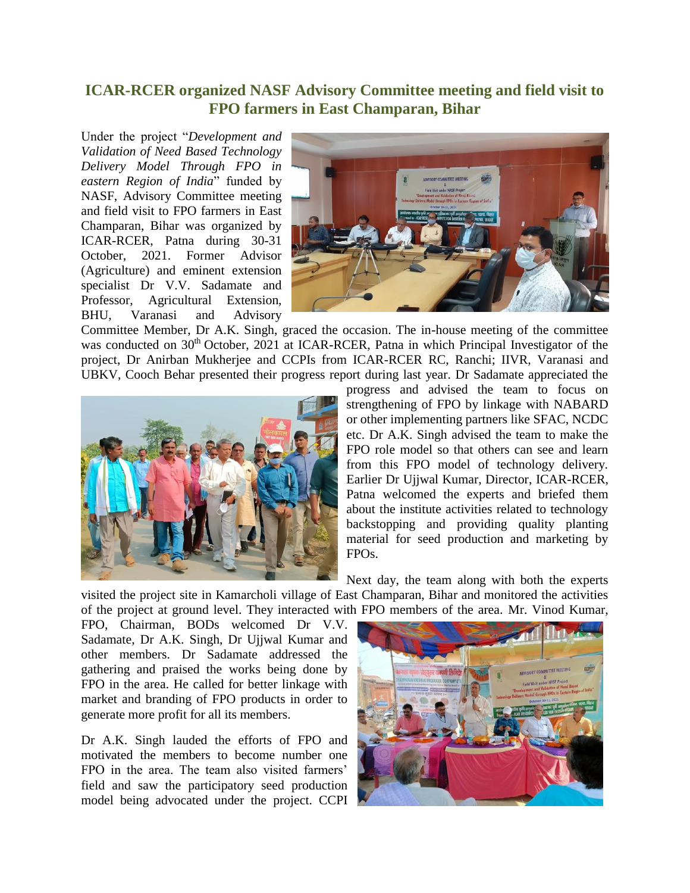# ICAR-RCER organized NASF Advisory Committee meeting and field visit to FPO farmers in East Champaran, Bihar

Under the project "*Development and Validation of Need Based Technology Delivery Model Through FPO in eastern Region of India*" funded by NASF, Advisory Committee meeting and field visit to FPO farmers in East Champaran, Bihar was organized by ICAR-RCER, Patna during 30-31 October, 2021. Former Advisor (Agriculture) and eminent extension specialist Dr V.V. Sadamate and Professor, Agricultural Extension, BHU, Varanasi and Advisory Committee Member, Dr A.K. Singh, graced the occasion. The in-house meeting of the committee was conducted on 30th October, 2021 at ICAR-RCER, Patna in which Principal Investigator of the project, Dr Anirban Mukherjee and CCPIs from ICAR-RCER RC, Ranchi; IIVR, Varanasi and UBKV, Cooch Behar presented their progress report during last year. Dr Sadamate appreciated the progress and advised the team to focus on strengthening of FPO by linkage with NABARD or other implementing partners like SFAC, NCDC etc. Dr A.K. Singh advised the team to make the FPO role model so that others can see and learn from this FPO model of technology delivery. Earlier Dr Ujjwal Kumar, Director, ICAR-RCER, Patna welcomed the experts and briefed them about the institute activities related to technology backstopping and providing quality planting material for seed production and marketing by FPOs.

Next day, the team along with both the experts visited the project site in Kamarcholi village of East Champaran, Bihar and monitored the activities of the project at ground level. They interacted with FPO members of the area. Mr. Vinod Kumar, FPO, Chairman, BODs welcomed Dr V.V. Sadamate, Dr A.K. Singh, Dr Ujjwal Kumar and other members. Dr Sadamate addressed the gathering and praised the works being done by FPO in the area. He called for better linkage with market and branding of FPO products in order to generate more profit for all its members.

Dr A.K. Singh lauded the efforts of FPO and motivated the members to become number one FPO in the area. The team also visited farmers' field and saw the participatory seed production model being advocated under the project. CCPI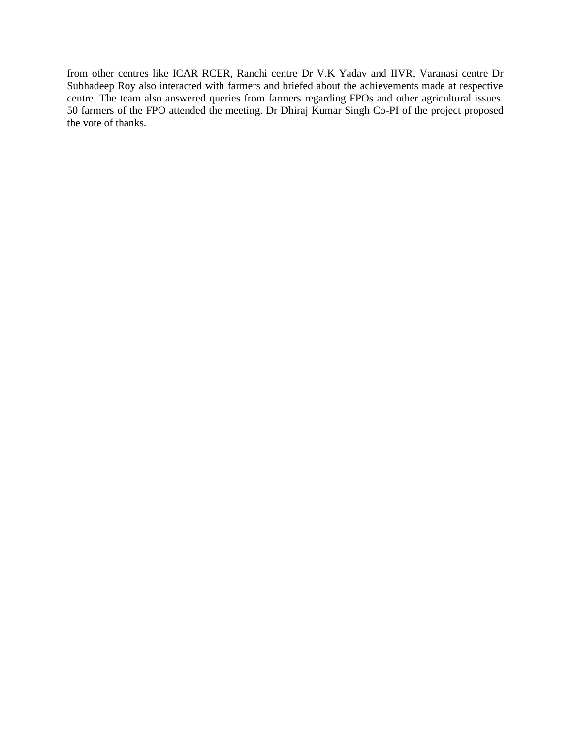from other centres like ICAR RCER, Ranchi centre Dr V.K Yadav and IIVR, Varanasi centre Dr Subhadeep Roy also interacted with farmers and briefed about the achievements made at respective centre. The team also answered queries from farmers regarding FPOs and other agricultural issues. 50 farmers of the FPO attended the meeting. Dr Dhiraj Kumar Singh Co-PI of the project proposed the vote of thanks.